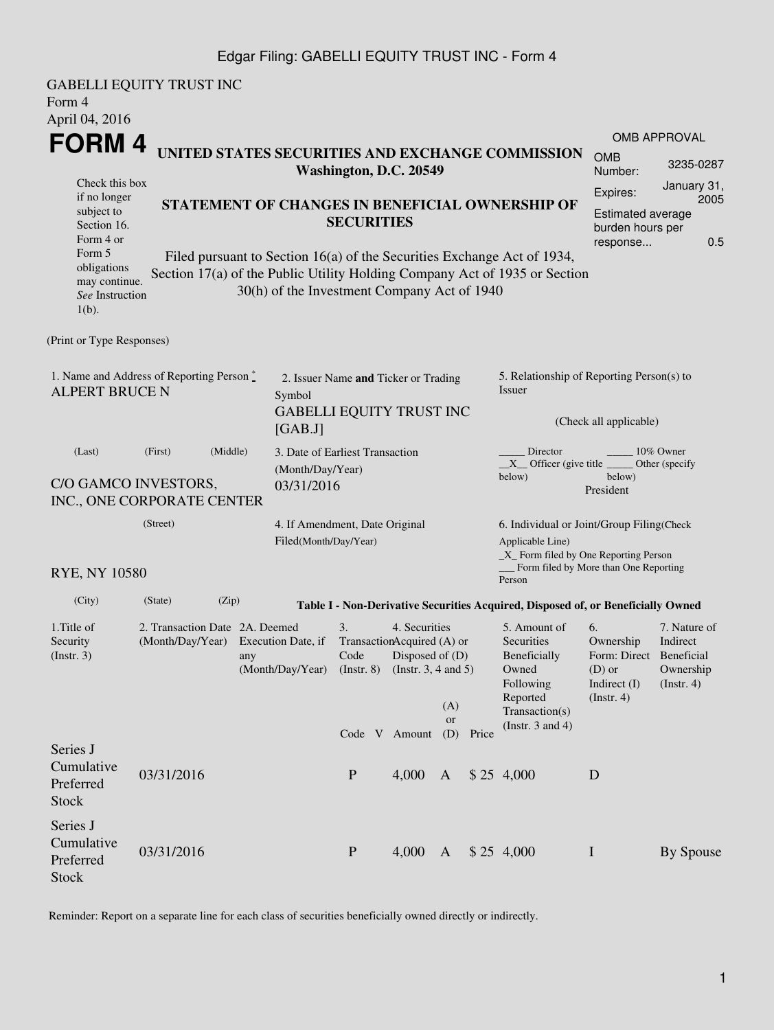GABELLI EQUITY TRUST INC
Form 4
April 04, 2016

# FORM 4

**UNITED STATES SECURITIES AND EXCHANGE COMMISSION**
**Washington, D.C. 20549**

| OMB APPROVAL | |
|---|---|
| OMB Number: | 3235-0287 |
| Expires: | January 31, 2005 |
| Estimated average burden hours per response... | 0.5 |

Check this box if no longer subject to Section 16. Form 4 or Form 5 obligations may continue. *See* Instruction 1(b).

## STATEMENT OF CHANGES IN BENEFICIAL OWNERSHIP OF SECURITIES

Filed pursuant to Section 16(a) of the Securities Exchange Act of 1934, Section 17(a) of the Public Utility Holding Company Act of 1935 or Section 30(h) of the Investment Company Act of 1940

(Print or Type Responses)

1. Name and Address of Reporting Person *
ALPERT BRUCE N

(Last) (First) (Middle)

C/O GAMCO INVESTORS, INC., ONE CORPORATE CENTER

(Street)

RYE, NY 10580

(City) (State) (Zip)

2. Issuer Name **and** Ticker or Trading Symbol
GABELLI EQUITY TRUST INC [GAB.J]

3. Date of Earliest Transaction (Month/Day/Year)
03/31/2016

4. If Amendment, Date Original Filed(Month/Day/Year)

5. Relationship of Reporting Person(s) to Issuer

(Check all applicable)

_____ Director _____ 10% Owner
__X__ Officer (give title below) _____ Other (specify below)
President

6. Individual or Joint/Group Filing(Check Applicable Line)
_X_ Form filed by One Reporting Person
___ Form filed by More than One Reporting Person

**Table I - Non-Derivative Securities Acquired, Disposed of, or Beneficially Owned**

| 1.Title of Security (Instr. 3) | 2. Transaction Date (Month/Day/Year) | 2A. Deemed Execution Date, if any (Month/Day/Year) | 3. Transaction Code (Instr. 8) | | 4. Securities Acquired (A) or Disposed of (D) (Instr. 3, 4 and 5) | | | 5. Amount of Securities Beneficially Owned Following Reported Transaction(s) (Instr. 3 and 4) | 6. Ownership Form: Direct (D) or Indirect (I) (Instr. 4) | 7. Nature of Indirect Beneficial Ownership (Instr. 4) |
|---|---|---|---|---|---|---|---|---|---|---|
| | | | Code | V | Amount | (A) or (D) | Price | | | |
| Series J Cumulative Preferred Stock | 03/31/2016 | | P | | 4,000 | A | $ 25 | 4,000 | D | |
| Series J Cumulative Preferred Stock | 03/31/2016 | | P | | 4,000 | A | $ 25 | 4,000 | I | By Spouse |

Reminder: Report on a separate line for each class of securities beneficially owned directly or indirectly.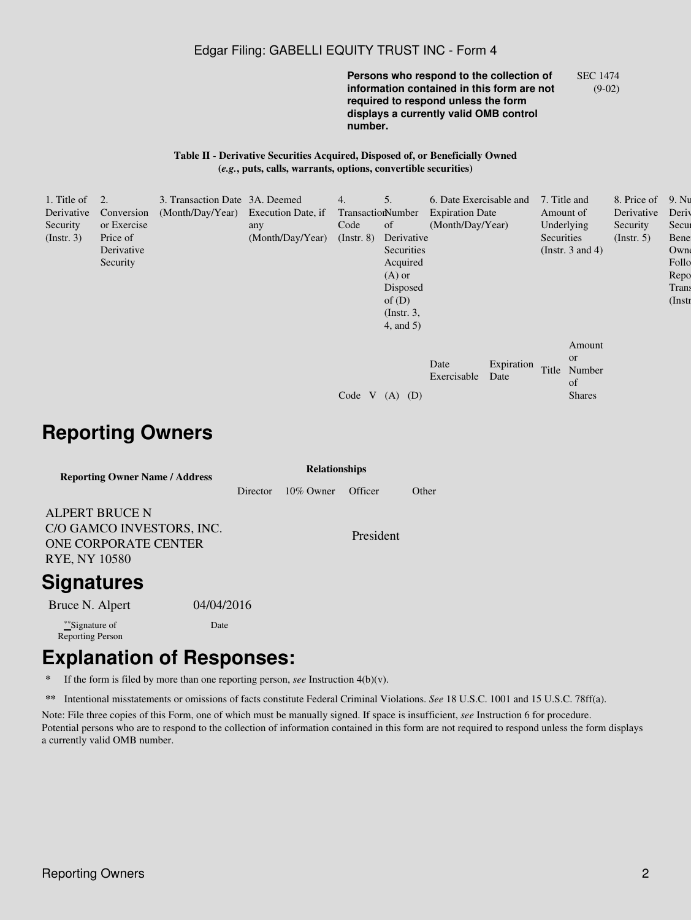Persons who respond to the collection of information contained in this form are not required to respond unless the form displays a currently valid OMB control number.

SEC 1474 (9-02)

**Table II - Derivative Securities Acquired, Disposed of, or Beneficially Owned**
**(*e.g.*, puts, calls, warrants, options, convertible securities)**

| 1. Title of Derivative Security (Instr. 3) | 2. Conversion or Exercise Price of Derivative Security | 3. Transaction Date (Month/Day/Year) | 3A. Deemed Execution Date, if any (Month/Day/Year) | 4. Transaction Code (Instr. 8) | | 5. Number of Derivative Securities Acquired (A) or Disposed of (D) (Instr. 3, 4, and 5) | | 6. Date Exercisable and Expiration Date (Month/Day/Year) | | 7. Title and Amount of Underlying Securities (Instr. 3 and 4) | | 8. Price of Derivative Security (Instr. 5) | 9. Nu Deriv Secur Bene Owne Follo Repo Trans (Instr |
|---|---|---|---|---|---|---|---|---|---|---|---|---|---|
| | | | | Code | V | (A) | (D) | Date Exercisable | Expiration Date | Title | Amount or Number of Shares | | |

# Reporting Owners

| Reporting Owner Name / Address | Relationships | | | |
|---|---|---|---|---|
| | Director | 10% Owner | Officer | Other |
| ALPERT BRUCE N<br>C/O GAMCO INVESTORS, INC.<br>ONE CORPORATE CENTER<br>RYE, NY 10580 | | | President | |

# Signatures

| Bruce N. Alpert | 04/04/2016 |
|---|---|
| **Signature of Reporting Person | Date |

# Explanation of Responses:

\* If the form is filed by more than one reporting person, *see* Instruction 4(b)(v).

** Intentional misstatements or omissions of facts constitute Federal Criminal Violations. *See* 18 U.S.C. 1001 and 15 U.S.C. 78ff(a).

Note: File three copies of this Form, one of which must be manually signed. If space is insufficient, *see* Instruction 6 for procedure.
Potential persons who are to respond to the collection of information contained in this form are not required to respond unless the form displays a currently valid OMB number.